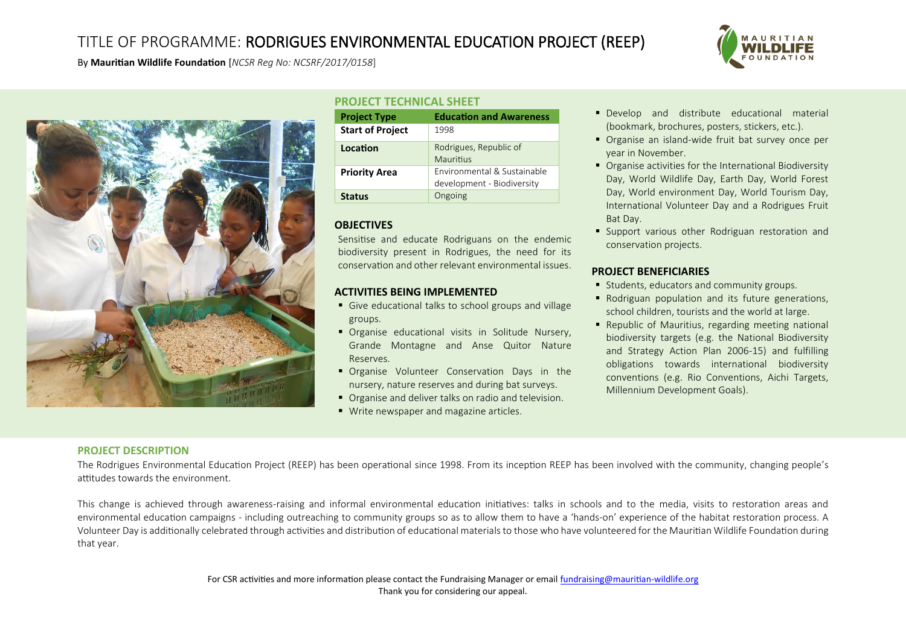# TITLE OF PROGRAMME: RODRIGUES ENVIRONMENTAL EDUCATION PROJECT (REEP)

By **Mauritian Wildlife Foundation** [*NCSR Reg No: NCSRF/2017/0158*]

## PROJECT TECHNICAL SHEET

| **Project Type** | **Education and Awareness** |
|---|---|
| **Start of Project** | 1998 |
| **Location** | Rodrigues, Republic of Mauritius |
| **Priority Area** | Environmental & Sustainable development - Biodiversity |
| **Status** | Ongoing |

## OBJECTIVES

Sensitise and educate Rodriguans on the endemic biodiversity present in Rodrigues, the need for its conservation and other relevant environmental issues.

## ACTIVITIES BEING IMPLEMENTED

- Give educational talks to school groups and village groups.
- Organise educational visits in Solitude Nursery, Grande Montagne and Anse Quitor Nature Reserves.
- Organise Volunteer Conservation Days in the nursery, nature reserves and during bat surveys.
- Organise and deliver talks on radio and television.
- Write newspaper and magazine articles.
- Develop and distribute educational material (bookmark, brochures, posters, stickers, etc.).
- Organise an island-wide fruit bat survey once per year in November.
- Organise activities for the International Biodiversity Day, World Wildlife Day, Earth Day, World Forest Day, World environment Day, World Tourism Day, International Volunteer Day and a Rodrigues Fruit Bat Day.
- Support various other Rodriguan restoration and conservation projects.

## PROJECT BENEFICIARIES

- Students, educators and community groups.
- Rodriguan population and its future generations, school children, tourists and the world at large.
- Republic of Mauritius, regarding meeting national biodiversity targets (e.g. the National Biodiversity and Strategy Action Plan 2006-15) and fulfilling obligations towards international biodiversity conventions (e.g. Rio Conventions, Aichi Targets, Millennium Development Goals).

## PROJECT DESCRIPTION

The Rodrigues Environmental Education Project (REEP) has been operational since 1998. From its inception REEP has been involved with the community, changing people's attitudes towards the environment.

This change is achieved through awareness-raising and informal environmental education initiatives: talks in schools and to the media, visits to restoration areas and environmental education campaigns - including outreaching to community groups so as to allow them to have a 'hands-on' experience of the habitat restoration process. A Volunteer Day is additionally celebrated through activities and distribution of educational materials to those who have volunteered for the Mauritian Wildlife Foundation during that year.

For CSR activities and more information please contact the Fundraising Manager or email fundraising@mauritian-wildlife.org
Thank you for considering our appeal.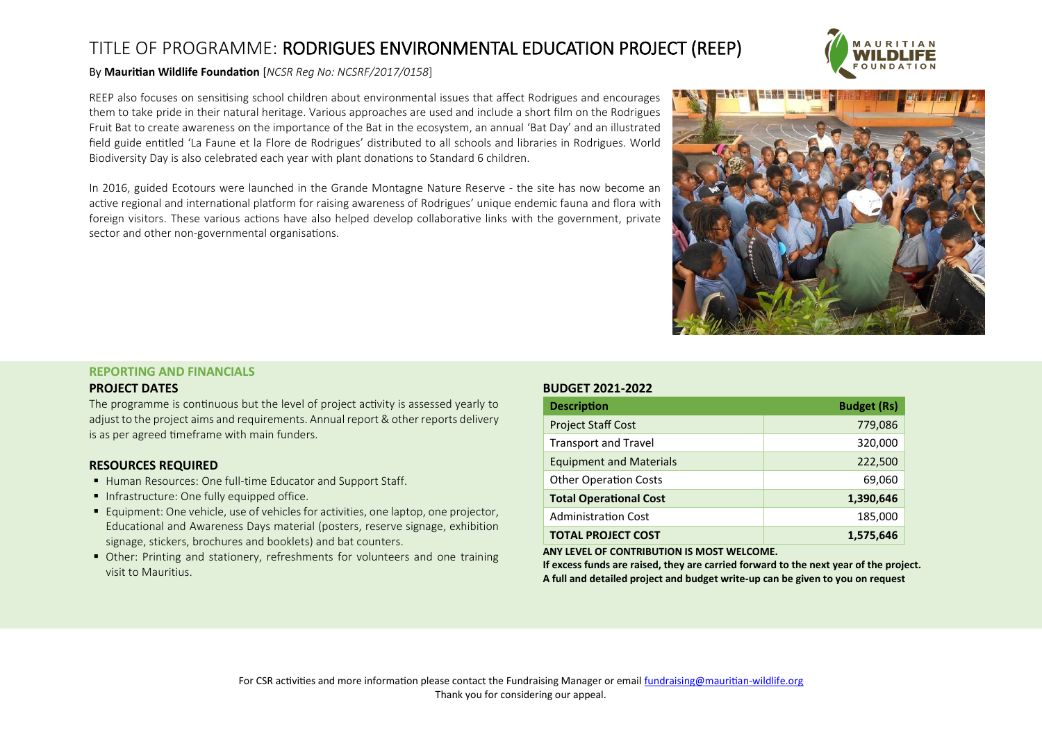# TITLE OF PROGRAMME: RODRIGUES ENVIRONMENTAL EDUCATION PROJECT (REEP)

By **Mauritian Wildlife Foundation** [*NCSR Reg No: NCSRF/2017/0158*]

REEP also focuses on sensitising school children about environmental issues that affect Rodrigues and encourages them to take pride in their natural heritage. Various approaches are used and include a short film on the Rodrigues Fruit Bat to create awareness on the importance of the Bat in the ecosystem, an annual 'Bat Day' and an illustrated field guide entitled 'La Faune et la Flore de Rodrigues' distributed to all schools and libraries in Rodrigues. World Biodiversity Day is also celebrated each year with plant donations to Standard 6 children.

In 2016, guided Ecotours were launched in the Grande Montagne Nature Reserve - the site has now become an active regional and international platform for raising awareness of Rodrigues' unique endemic fauna and flora with foreign visitors. These various actions have also helped develop collaborative links with the government, private sector and other non-governmental organisations.

## REPORTING AND FINANCIALS

### PROJECT DATES

The programme is continuous but the level of project activity is assessed yearly to adjust to the project aims and requirements. Annual report & other reports delivery is as per agreed timeframe with main funders.

### RESOURCES REQUIRED

- Human Resources: One full-time Educator and Support Staff.
- Infrastructure: One fully equipped office.
- Equipment: One vehicle, use of vehicles for activities, one laptop, one projector, Educational and Awareness Days material (posters, reserve signage, exhibition signage, stickers, brochures and booklets) and bat counters.
- Other: Printing and stationery, refreshments for volunteers and one training visit to Mauritius.

### BUDGET 2021-2022

| Description | Budget (Rs) |
|---|---|
| Project Staff Cost | 779,086 |
| Transport and Travel | 320,000 |
| Equipment and Materials | 222,500 |
| Other Operation Costs | 69,060 |
| **Total Operational Cost** | **1,390,646** |
| Administration Cost | 185,000 |
| **TOTAL PROJECT COST** | **1,575,646** |

**ANY LEVEL OF CONTRIBUTION IS MOST WELCOME.**
**If excess funds are raised, they are carried forward to the next year of the project.**
**A full and detailed project and budget write-up can be given to you on request**

For CSR activities and more information please contact the Fundraising Manager or email fundraising@mauritian-wildlife.org
Thank you for considering our appeal.